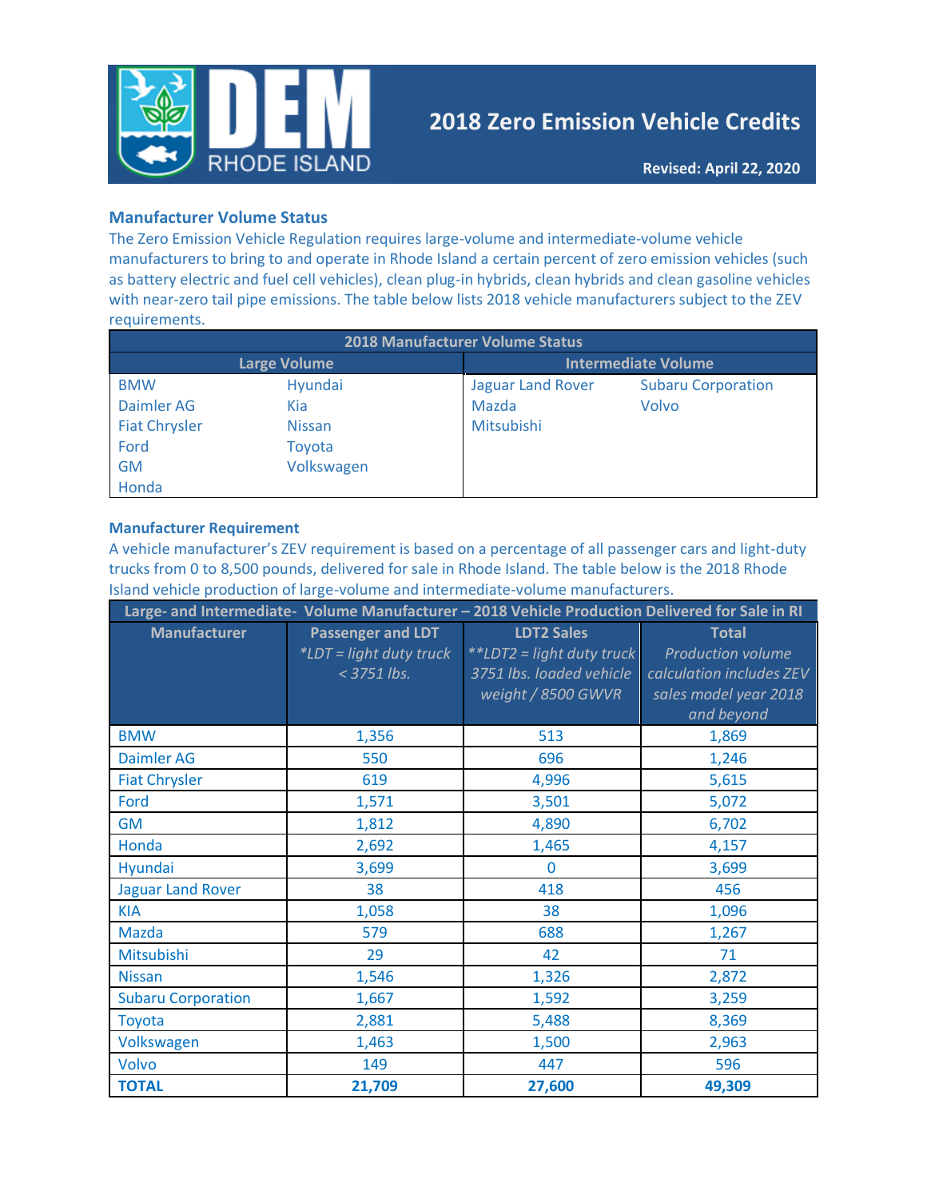# 2018 Zero Emission Vehicle Credits

**Revised: April 22, 2020**

### Manufacturer Volume Status

The Zero Emission Vehicle Regulation requires large-volume and intermediate-volume vehicle manufacturers to bring to and operate in Rhode Island a certain percent of zero emission vehicles (such as battery electric and fuel cell vehicles), clean plug-in hybrids, clean hybrids and clean gasoline vehicles with near-zero tail pipe emissions. The table below lists 2018 vehicle manufacturers subject to the ZEV requirements.

| 2018 Manufacturer Volume Status | | | |
|---|---|---|---|
| **Large Volume** | | **Intermediate Volume** | |
| BMW | Hyundai | Jaguar Land Rover | Subaru Corporation |
| Daimler AG | Kia | Mazda | Volvo |
| Fiat Chrysler | Nissan | Mitsubishi | |
| Ford | Toyota | | |
| GM | Volkswagen | | |
| Honda | | | |

### Manufacturer Requirement

A vehicle manufacturer's ZEV requirement is based on a percentage of all passenger cars and light-duty trucks from 0 to 8,500 pounds, delivered for sale in Rhode Island. The table below is the 2018 Rhode Island vehicle production of large-volume and intermediate-volume manufacturers.

| Large- and Intermediate- Volume Manufacturer – 2018 Vehicle Production Delivered for Sale in RI | | | |
|---|---|---|---|
| **Manufacturer** | **Passenger and LDT** *\*LDT = light duty truck < 3751 lbs.* | **LDT2 Sales** *\*\*LDT2 = light duty truck 3751 lbs. loaded vehicle weight / 8500 GWVR* | **Total** *Production volume calculation includes ZEV sales model year 2018 and beyond* |
| BMW | 1,356 | 513 | 1,869 |
| Daimler AG | 550 | 696 | 1,246 |
| Fiat Chrysler | 619 | 4,996 | 5,615 |
| Ford | 1,571 | 3,501 | 5,072 |
| GM | 1,812 | 4,890 | 6,702 |
| Honda | 2,692 | 1,465 | 4,157 |
| Hyundai | 3,699 | 0 | 3,699 |
| Jaguar Land Rover | 38 | 418 | 456 |
| KIA | 1,058 | 38 | 1,096 |
| Mazda | 579 | 688 | 1,267 |
| Mitsubishi | 29 | 42 | 71 |
| Nissan | 1,546 | 1,326 | 2,872 |
| Subaru Corporation | 1,667 | 1,592 | 3,259 |
| Toyota | 2,881 | 5,488 | 8,369 |
| Volkswagen | 1,463 | 1,500 | 2,963 |
| Volvo | 149 | 447 | 596 |
| **TOTAL** | **21,709** | **27,600** | **49,309** |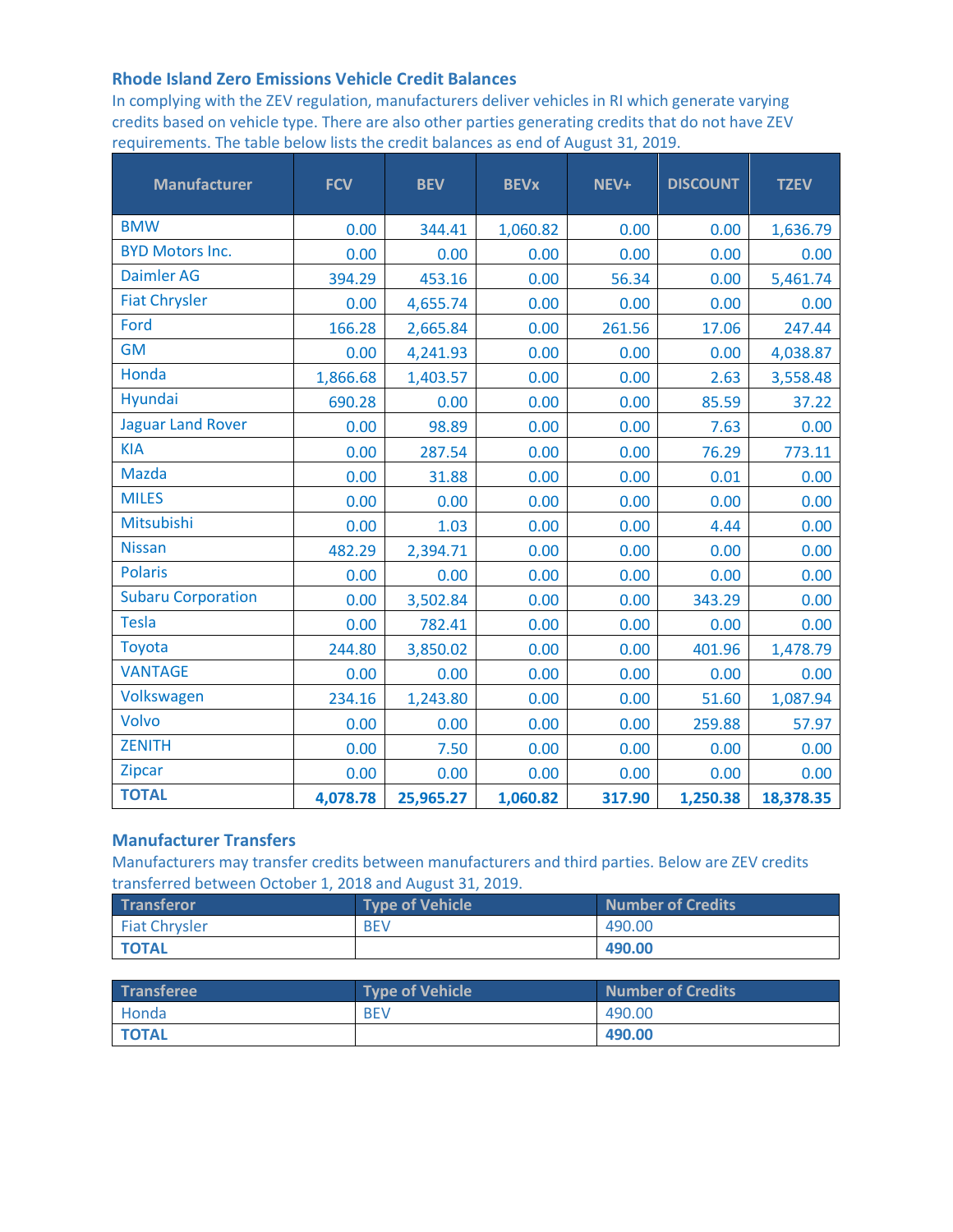## Rhode Island Zero Emissions Vehicle Credit Balances

In complying with the ZEV regulation, manufacturers deliver vehicles in RI which generate varying credits based on vehicle type. There are also other parties generating credits that do not have ZEV requirements. The table below lists the credit balances as end of August 31, 2019.

| Manufacturer | FCV | BEV | BEVx | NEV+ | DISCOUNT | TZEV |
|---|---|---|---|---|---|---|
| BMW | 0.00 | 344.41 | 1,060.82 | 0.00 | 0.00 | 1,636.79 |
| BYD Motors Inc. | 0.00 | 0.00 | 0.00 | 0.00 | 0.00 | 0.00 |
| Daimler AG | 394.29 | 453.16 | 0.00 | 56.34 | 0.00 | 5,461.74 |
| Fiat Chrysler | 0.00 | 4,655.74 | 0.00 | 0.00 | 0.00 | 0.00 |
| Ford | 166.28 | 2,665.84 | 0.00 | 261.56 | 17.06 | 247.44 |
| GM | 0.00 | 4,241.93 | 0.00 | 0.00 | 0.00 | 4,038.87 |
| Honda | 1,866.68 | 1,403.57 | 0.00 | 0.00 | 2.63 | 3,558.48 |
| Hyundai | 690.28 | 0.00 | 0.00 | 0.00 | 85.59 | 37.22 |
| Jaguar Land Rover | 0.00 | 98.89 | 0.00 | 0.00 | 7.63 | 0.00 |
| KIA | 0.00 | 287.54 | 0.00 | 0.00 | 76.29 | 773.11 |
| Mazda | 0.00 | 31.88 | 0.00 | 0.00 | 0.01 | 0.00 |
| MILES | 0.00 | 0.00 | 0.00 | 0.00 | 0.00 | 0.00 |
| Mitsubishi | 0.00 | 1.03 | 0.00 | 0.00 | 4.44 | 0.00 |
| Nissan | 482.29 | 2,394.71 | 0.00 | 0.00 | 0.00 | 0.00 |
| Polaris | 0.00 | 0.00 | 0.00 | 0.00 | 0.00 | 0.00 |
| Subaru Corporation | 0.00 | 3,502.84 | 0.00 | 0.00 | 343.29 | 0.00 |
| Tesla | 0.00 | 782.41 | 0.00 | 0.00 | 0.00 | 0.00 |
| Toyota | 244.80 | 3,850.02 | 0.00 | 0.00 | 401.96 | 1,478.79 |
| VANTAGE | 0.00 | 0.00 | 0.00 | 0.00 | 0.00 | 0.00 |
| Volkswagen | 234.16 | 1,243.80 | 0.00 | 0.00 | 51.60 | 1,087.94 |
| Volvo | 0.00 | 0.00 | 0.00 | 0.00 | 259.88 | 57.97 |
| ZENITH | 0.00 | 7.50 | 0.00 | 0.00 | 0.00 | 0.00 |
| Zipcar | 0.00 | 0.00 | 0.00 | 0.00 | 0.00 | 0.00 |
| **TOTAL** | **4,078.78** | **25,965.27** | **1,060.82** | **317.90** | **1,250.38** | **18,378.35** |

## Manufacturer Transfers

Manufacturers may transfer credits between manufacturers and third parties. Below are ZEV credits transferred between October 1, 2018 and August 31, 2019.

| Transferor | Type of Vehicle | Number of Credits |
|---|---|---|
| Fiat Chrysler | BEV | 490.00 |
| **TOTAL** | | **490.00** |

| Transferee | Type of Vehicle | Number of Credits |
|---|---|---|
| Honda | BEV | 490.00 |
| **TOTAL** | | **490.00** |